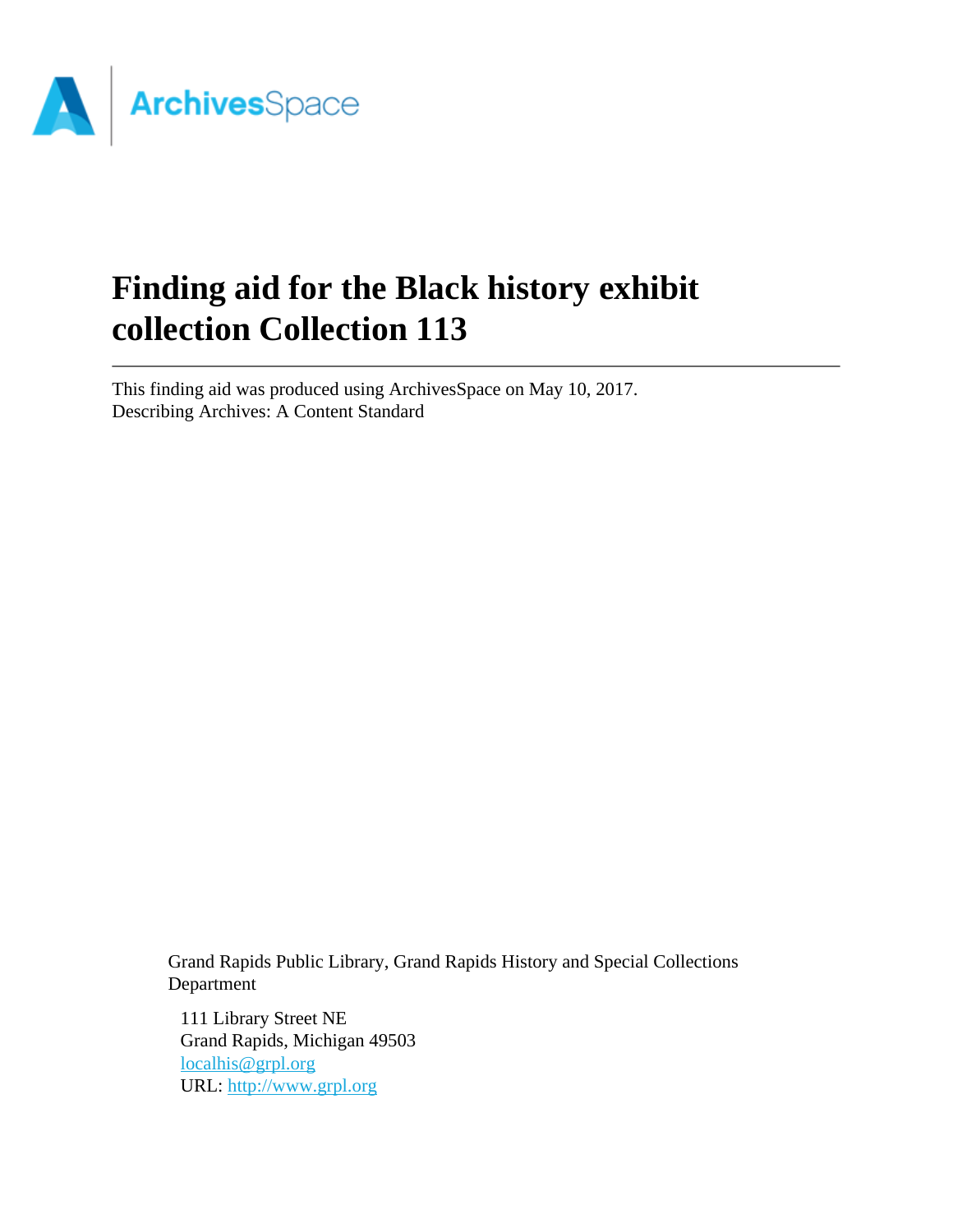# Finding aid for the Black history exhibit collection Collection 113

This finding aid was produced using ArchivesSpace on May 10, 2017.
Describing Archives: A Content Standard

Grand Rapids Public Library, Grand Rapids History and Special Collections Department

111 Library Street NE
Grand Rapids, Michigan 49503
localhis@grpl.org
URL: http://www.grpl.org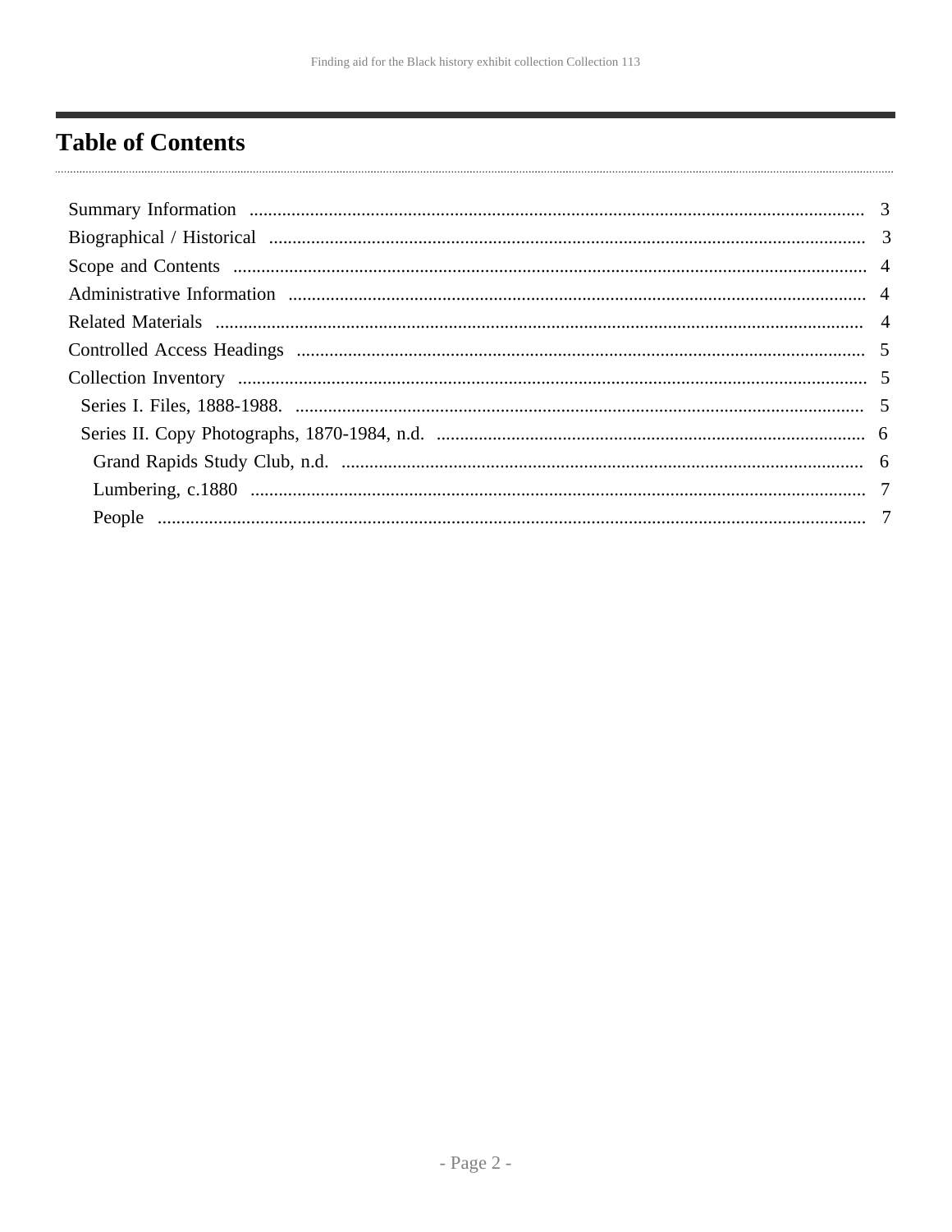# Table of Contents

- Summary Information ..... 3
- Biographical / Historical ..... 3
- Scope and Contents ..... 4
- Administrative Information ..... 4
- Related Materials ..... 4
- Controlled Access Headings ..... 5
- Collection Inventory ..... 5
  - Series I. Files, 1888-1988. ..... 5
  - Series II. Copy Photographs, 1870-1984, n.d. ..... 6
    - Grand Rapids Study Club, n.d. ..... 6
    - Lumbering, c.1880 ..... 7
    - People ..... 7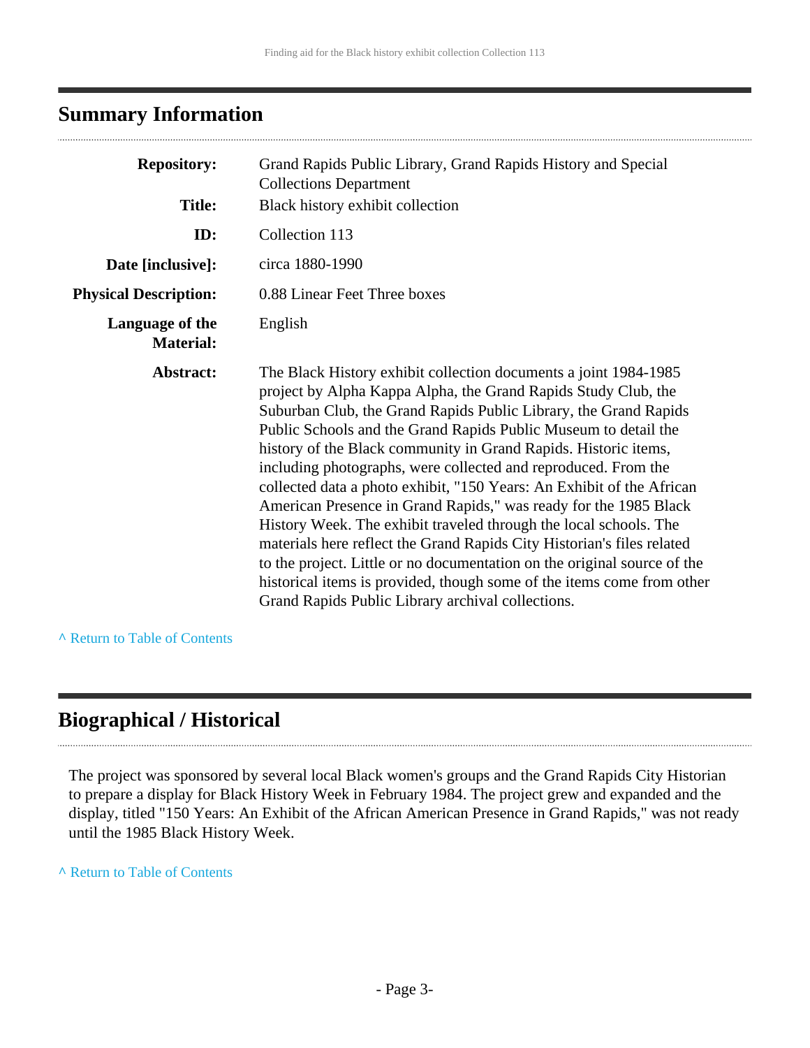## Summary Information

| | |
|---|---|
| **Repository:** | Grand Rapids Public Library, Grand Rapids History and Special Collections Department |
| **Title:** | Black history exhibit collection |
| **ID:** | Collection 113 |
| **Date [inclusive]:** | circa 1880-1990 |
| **Physical Description:** | 0.88 Linear Feet Three boxes |
| **Language of the Material:** | English |
| **Abstract:** | The Black History exhibit collection documents a joint 1984-1985 project by Alpha Kappa Alpha, the Grand Rapids Study Club, the Suburban Club, the Grand Rapids Public Library, the Grand Rapids Public Schools and the Grand Rapids Public Museum to detail the history of the Black community in Grand Rapids. Historic items, including photographs, were collected and reproduced. From the collected data a photo exhibit, "150 Years: An Exhibit of the African American Presence in Grand Rapids," was ready for the 1985 Black History Week. The exhibit traveled through the local schools. The materials here reflect the Grand Rapids City Historian's files related to the project. Little or no documentation on the original source of the historical items is provided, though some of the items come from other Grand Rapids Public Library archival collections. |

^ Return to Table of Contents

## Biographical / Historical

The project was sponsored by several local Black women's groups and the Grand Rapids City Historian to prepare a display for Black History Week in February 1984. The project grew and expanded and the display, titled "150 Years: An Exhibit of the African American Presence in Grand Rapids," was not ready until the 1985 Black History Week.

^ Return to Table of Contents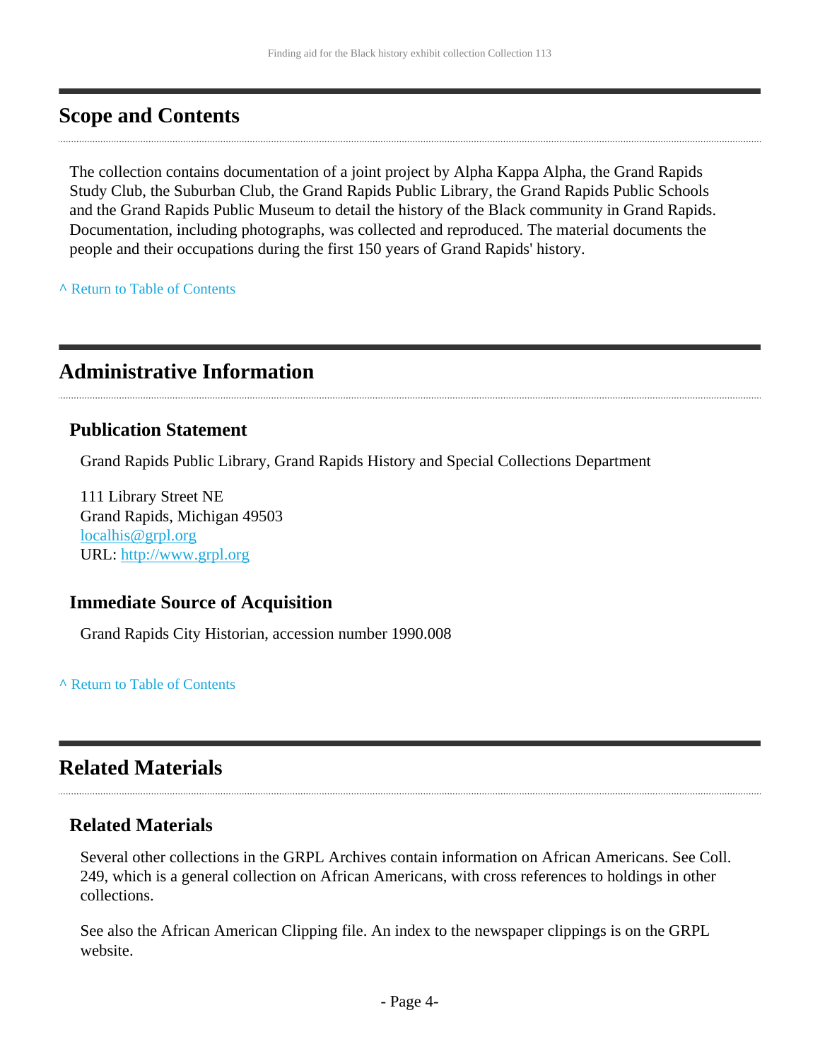## Scope and Contents

The collection contains documentation of a joint project by Alpha Kappa Alpha, the Grand Rapids Study Club, the Suburban Club, the Grand Rapids Public Library, the Grand Rapids Public Schools and the Grand Rapids Public Museum to detail the history of the Black community in Grand Rapids. Documentation, including photographs, was collected and reproduced. The material documents the people and their occupations during the first 150 years of Grand Rapids' history.

^ Return to Table of Contents

## Administrative Information

### Publication Statement

Grand Rapids Public Library, Grand Rapids History and Special Collections Department

111 Library Street NE
Grand Rapids, Michigan 49503
localhis@grpl.org
URL: http://www.grpl.org

### Immediate Source of Acquisition

Grand Rapids City Historian, accession number 1990.008

^ Return to Table of Contents

## Related Materials

### Related Materials

Several other collections in the GRPL Archives contain information on African Americans. See Coll. 249, which is a general collection on African Americans, with cross references to holdings in other collections.

See also the African American Clipping file. An index to the newspaper clippings is on the GRPL website.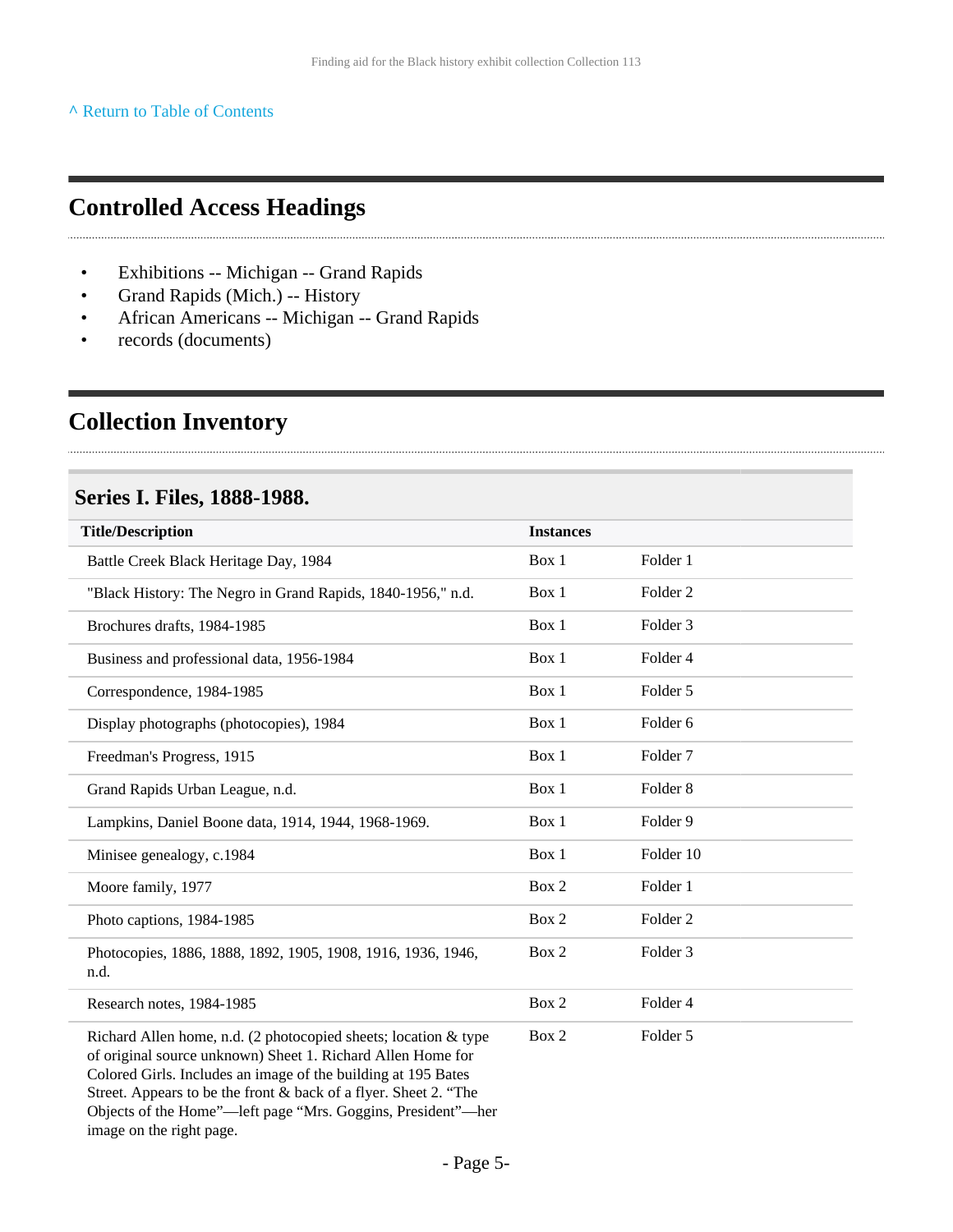^ Return to Table of Contents

## Controlled Access Headings

- Exhibitions -- Michigan -- Grand Rapids
- Grand Rapids (Mich.) -- History
- African Americans -- Michigan -- Grand Rapids
- records (documents)

## Collection Inventory

### Series I. Files, 1888-1988.

| Title/Description | Instances | |
|---|---|---|
| Battle Creek Black Heritage Day, 1984 | Box 1 | Folder 1 |
| "Black History: The Negro in Grand Rapids, 1840-1956," n.d. | Box 1 | Folder 2 |
| Brochures drafts, 1984-1985 | Box 1 | Folder 3 |
| Business and professional data, 1956-1984 | Box 1 | Folder 4 |
| Correspondence, 1984-1985 | Box 1 | Folder 5 |
| Display photographs (photocopies), 1984 | Box 1 | Folder 6 |
| Freedman's Progress, 1915 | Box 1 | Folder 7 |
| Grand Rapids Urban League, n.d. | Box 1 | Folder 8 |
| Lampkins, Daniel Boone data, 1914, 1944, 1968-1969. | Box 1 | Folder 9 |
| Minisee genealogy, c.1984 | Box 1 | Folder 10 |
| Moore family, 1977 | Box 2 | Folder 1 |
| Photo captions, 1984-1985 | Box 2 | Folder 2 |
| Photocopies, 1886, 1888, 1892, 1905, 1908, 1916, 1936, 1946, n.d. | Box 2 | Folder 3 |
| Research notes, 1984-1985 | Box 2 | Folder 4 |
| Richard Allen home, n.d. (2 photocopied sheets; location & type of original source unknown) Sheet 1. Richard Allen Home for Colored Girls. Includes an image of the building at 195 Bates Street. Appears to be the front & back of a flyer. Sheet 2. "The Objects of the Home"—left page "Mrs. Goggins, President"—her image on the right page. | Box 2 | Folder 5 |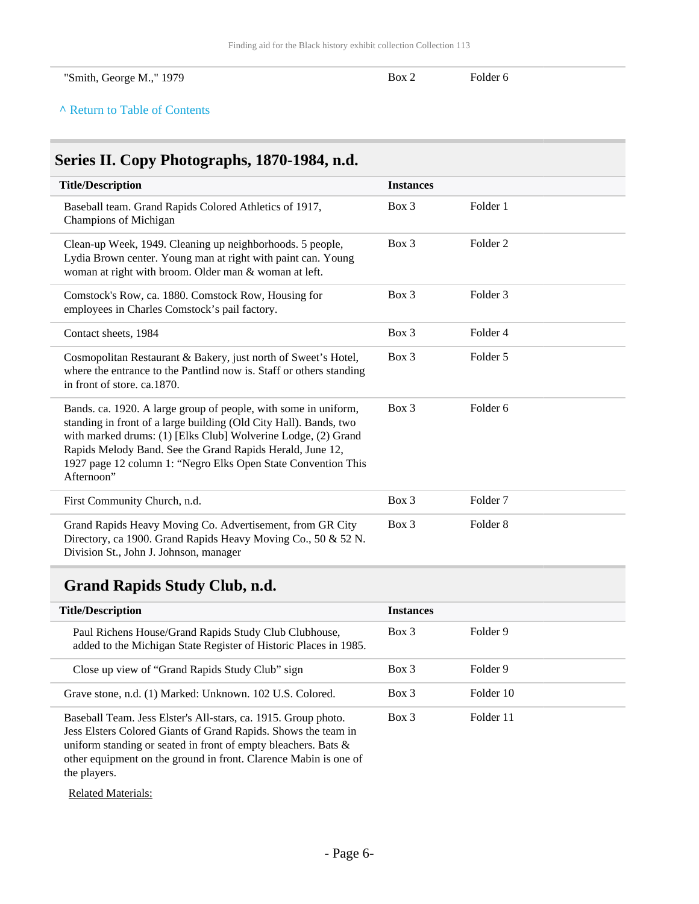| | | |
|---|---|---|
| "Smith, George M.," 1979 | Box 2 | Folder 6 |

^ Return to Table of Contents

## Series II. Copy Photographs, 1870-1984, n.d.

| Title/Description | Instances | |
|---|---|---|
| Baseball team. Grand Rapids Colored Athletics of 1917, Champions of Michigan | Box 3 | Folder 1 |
| Clean-up Week, 1949. Cleaning up neighborhoods. 5 people, Lydia Brown center. Young man at right with paint can. Young woman at right with broom. Older man & woman at left. | Box 3 | Folder 2 |
| Comstock's Row, ca. 1880. Comstock Row, Housing for employees in Charles Comstock's pail factory. | Box 3 | Folder 3 |
| Contact sheets, 1984 | Box 3 | Folder 4 |
| Cosmopolitan Restaurant & Bakery, just north of Sweet's Hotel, where the entrance to the Pantlind now is. Staff or others standing in front of store. ca.1870. | Box 3 | Folder 5 |
| Bands. ca. 1920. A large group of people, with some in uniform, standing in front of a large building (Old City Hall). Bands, two with marked drums: (1) [Elks Club] Wolverine Lodge, (2) Grand Rapids Melody Band. See the Grand Rapids Herald, June 12, 1927 page 12 column 1: "Negro Elks Open State Convention This Afternoon" | Box 3 | Folder 6 |
| First Community Church, n.d. | Box 3 | Folder 7 |
| Grand Rapids Heavy Moving Co. Advertisement, from GR City Directory, ca 1900. Grand Rapids Heavy Moving Co., 50 & 52 N. Division St., John J. Johnson, manager | Box 3 | Folder 8 |

### Grand Rapids Study Club, n.d.

| Title/Description | Instances | |
|---|---|---|
| Paul Richens House/Grand Rapids Study Club Clubhouse, added to the Michigan State Register of Historic Places in 1985. | Box 3 | Folder 9 |
| Close up view of "Grand Rapids Study Club" sign | Box 3 | Folder 9 |
| Grave stone, n.d. (1) Marked: Unknown. 102 U.S. Colored. | Box 3 | Folder 10 |
| Baseball Team. Jess Elster's All-stars, ca. 1915. Group photo. Jess Elsters Colored Giants of Grand Rapids. Shows the team in uniform standing or seated in front of empty bleachers. Bats & other equipment on the ground in front. Clarence Mabin is one of the players. | Box 3 | Folder 11 |

Related Materials: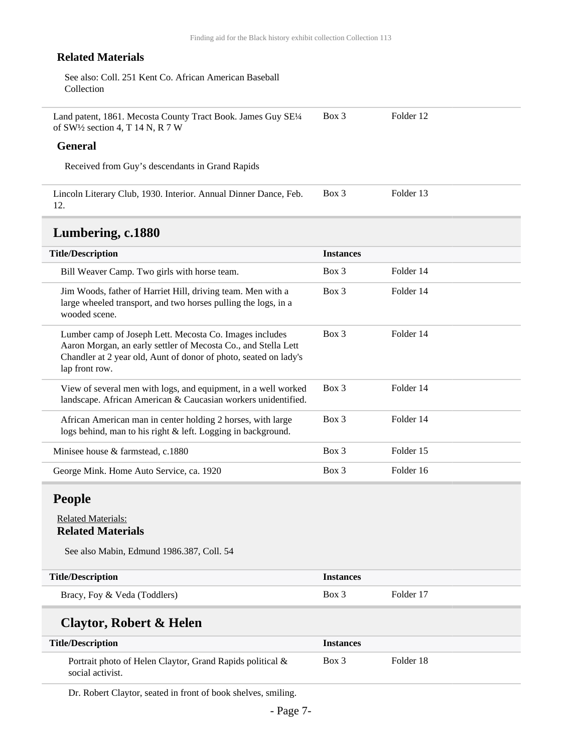**Related Materials**

See also: Coll. 251 Kent Co. African American Baseball Collection

| | | |
|---|---|---|
| Land patent, 1861. Mecosta County Tract Book. James Guy SE¼ of SW½ section 4, T 14 N, R 7 W | Box 3 | Folder 12 |

**General**

Received from Guy's descendants in Grand Rapids

| | | |
|---|---|---|
| Lincoln Literary Club, 1930. Interior. Annual Dinner Dance, Feb. 12. | Box 3 | Folder 13 |

## Lumbering, c.1880

| Title/Description | Instances | |
|---|---|---|
| Bill Weaver Camp. Two girls with horse team. | Box 3 | Folder 14 |
| Jim Woods, father of Harriet Hill, driving team. Men with a large wheeled transport, and two horses pulling the logs, in a wooded scene. | Box 3 | Folder 14 |
| Lumber camp of Joseph Lett. Mecosta Co. Images includes Aaron Morgan, an early settler of Mecosta Co., and Stella Lett Chandler at 2 year old, Aunt of donor of photo, seated on lady's lap front row. | Box 3 | Folder 14 |
| View of several men with logs, and equipment, in a well worked landscape. African American & Caucasian workers unidentified. | Box 3 | Folder 14 |
| African American man in center holding 2 horses, with large logs behind, man to his right & left. Logging in background. | Box 3 | Folder 14 |

| | | |
|---|---|---|
| Minisee house & farmstead, c.1880 | Box 3 | Folder 15 |
| George Mink. Home Auto Service, ca. 1920 | Box 3 | Folder 16 |

## People

Related Materials:

**Related Materials**

See also Mabin, Edmund 1986.387, Coll. 54

| Title/Description | Instances | |
|---|---|---|
| Bracy, Foy & Veda (Toddlers) | Box 3 | Folder 17 |

### Claytor, Robert & Helen

| Title/Description | Instances | |
|---|---|---|
| Portrait photo of Helen Claytor, Grand Rapids political & social activist. | Box 3 | Folder 18 |
| Dr. Robert Claytor, seated in front of book shelves, smiling. | | |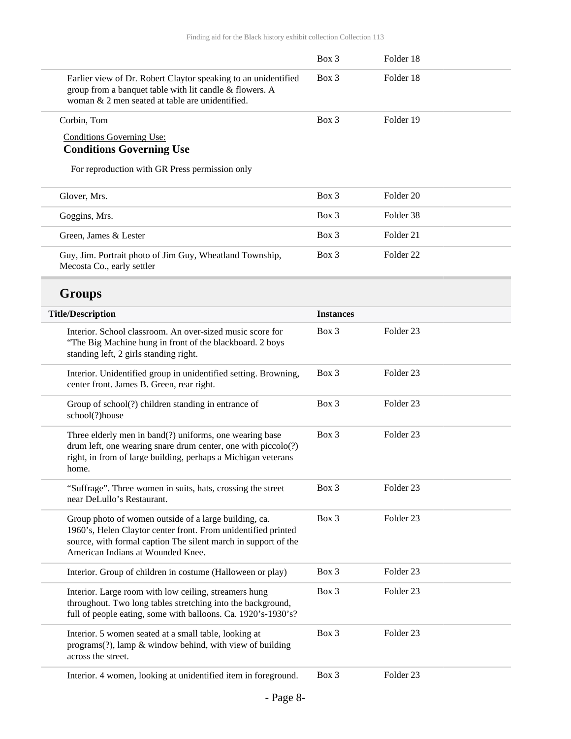| | Box 3 | Folder 18 |
|---|---|---|
| Earlier view of Dr. Robert Claytor speaking to an unidentified group from a banquet table with lit candle & flowers. A woman & 2 men seated at table are unidentified. | Box 3 | Folder 18 |
| Corbin, Tom | Box 3 | Folder 19 |

Conditions Governing Use:

**Conditions Governing Use**

For reproduction with GR Press permission only

| | | |
|---|---|---|
| Glover, Mrs. | Box 3 | Folder 20 |
| Goggins, Mrs. | Box 3 | Folder 38 |
| Green, James & Lester | Box 3 | Folder 21 |
| Guy, Jim. Portrait photo of Jim Guy, Wheatland Township, Mecosta Co., early settler | Box 3 | Folder 22 |

## Groups

| Title/Description | Instances | |
|---|---|---|
| Interior. School classroom. An over-sized music score for "The Big Machine hung in front of the blackboard. 2 boys standing left, 2 girls standing right. | Box 3 | Folder 23 |
| Interior. Unidentified group in unidentified setting. Browning, center front. James B. Green, rear right. | Box 3 | Folder 23 |
| Group of school(?) children standing in entrance of school(?)house | Box 3 | Folder 23 |
| Three elderly men in band(?) uniforms, one wearing base drum left, one wearing snare drum center, one with piccolo(?) right, in from of large building, perhaps a Michigan veterans home. | Box 3 | Folder 23 |
| "Suffrage". Three women in suits, hats, crossing the street near DeLullo's Restaurant. | Box 3 | Folder 23 |
| Group photo of women outside of a large building, ca. 1960's, Helen Claytor center front. From unidentified printed source, with formal caption The silent march in support of the American Indians at Wounded Knee. | Box 3 | Folder 23 |
| Interior. Group of children in costume (Halloween or play) | Box 3 | Folder 23 |
| Interior. Large room with low ceiling, streamers hung throughout. Two long tables stretching into the background, full of people eating, some with balloons. Ca. 1920's-1930's? | Box 3 | Folder 23 |
| Interior. 5 women seated at a small table, looking at programs(?), lamp & window behind, with view of building across the street. | Box 3 | Folder 23 |
| Interior. 4 women, looking at unidentified item in foreground. | Box 3 | Folder 23 |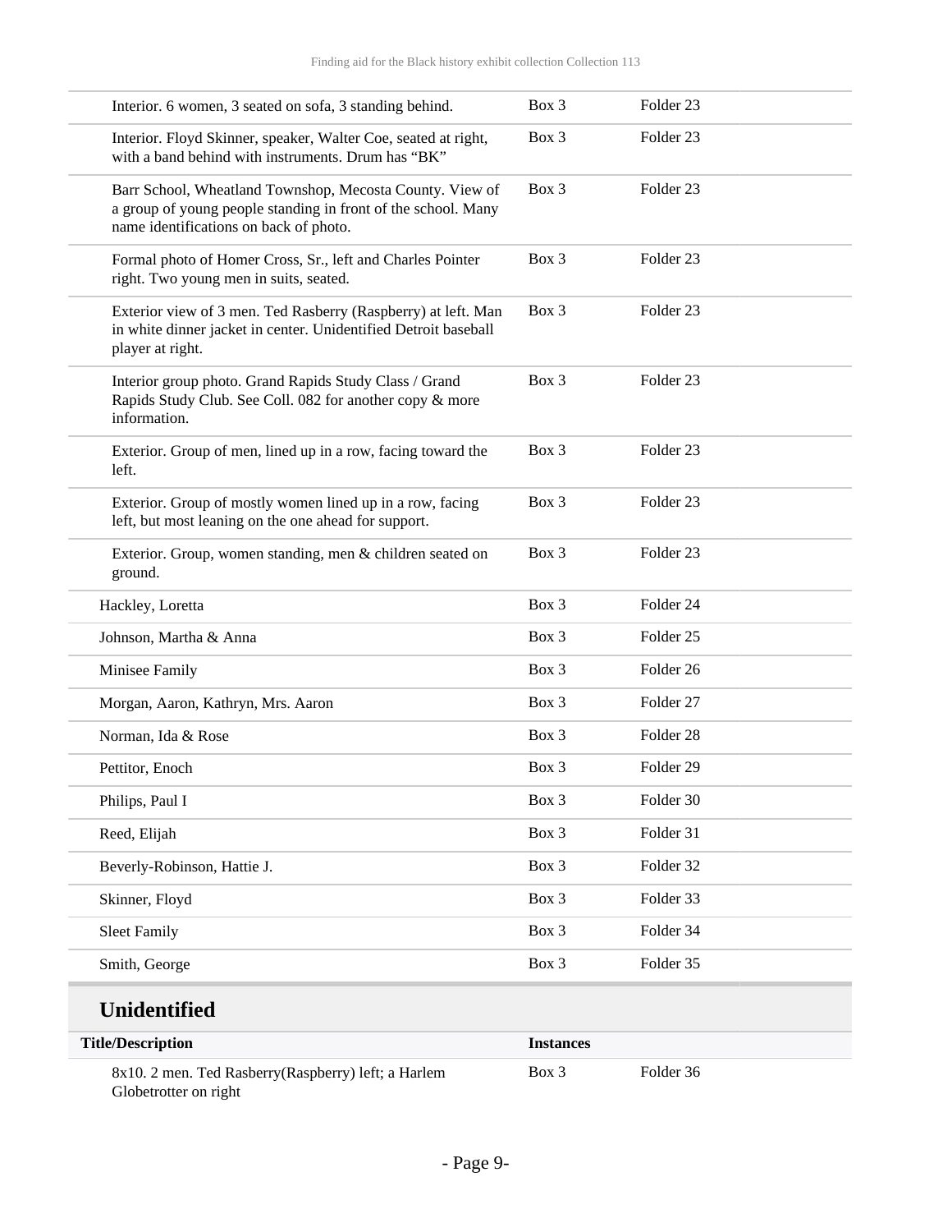| | | |
|---|---|---|
| Interior. 6 women, 3 seated on sofa, 3 standing behind. | Box 3 | Folder 23 |
| Interior. Floyd Skinner, speaker, Walter Coe, seated at right, with a band behind with instruments. Drum has "BK" | Box 3 | Folder 23 |
| Barr School, Wheatland Townshop, Mecosta County. View of a group of young people standing in front of the school. Many name identifications on back of photo. | Box 3 | Folder 23 |
| Formal photo of Homer Cross, Sr., left and Charles Pointer right. Two young men in suits, seated. | Box 3 | Folder 23 |
| Exterior view of 3 men. Ted Rasberry (Raspberry) at left. Man in white dinner jacket in center. Unidentified Detroit baseball player at right. | Box 3 | Folder 23 |
| Interior group photo. Grand Rapids Study Class / Grand Rapids Study Club. See Coll. 082 for another copy & more information. | Box 3 | Folder 23 |
| Exterior. Group of men, lined up in a row, facing toward the left. | Box 3 | Folder 23 |
| Exterior. Group of mostly women lined up in a row, facing left, but most leaning on the one ahead for support. | Box 3 | Folder 23 |
| Exterior. Group, women standing, men & children seated on ground. | Box 3 | Folder 23 |
| Hackley, Loretta | Box 3 | Folder 24 |
| Johnson, Martha & Anna | Box 3 | Folder 25 |
| Minisee Family | Box 3 | Folder 26 |
| Morgan, Aaron, Kathryn, Mrs. Aaron | Box 3 | Folder 27 |
| Norman, Ida & Rose | Box 3 | Folder 28 |
| Pettitor, Enoch | Box 3 | Folder 29 |
| Philips, Paul I | Box 3 | Folder 30 |
| Reed, Elijah | Box 3 | Folder 31 |
| Beverly-Robinson, Hattie J. | Box 3 | Folder 32 |
| Skinner, Floyd | Box 3 | Folder 33 |
| Sleet Family | Box 3 | Folder 34 |
| Smith, George | Box 3 | Folder 35 |

## Unidentified

| Title/Description | Instances | |
|---|---|---|
| 8x10. 2 men. Ted Rasberry(Raspberry) left; a Harlem Globetrotter on right | Box 3 | Folder 36 |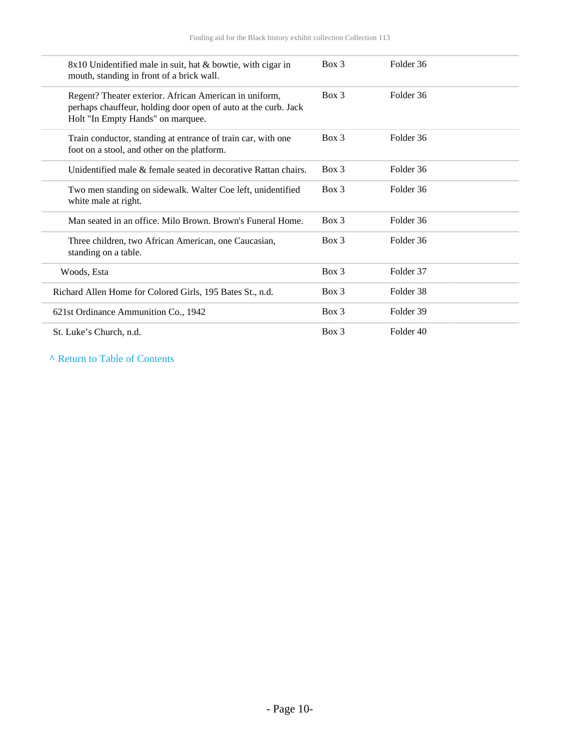| | | |
|---|---|---|
| 8x10 Unidentified male in suit, hat & bowtie, with cigar in mouth, standing in front of a brick wall. | Box 3 | Folder 36 |
| Regent? Theater exterior. African American in uniform, perhaps chauffeur, holding door open of auto at the curb. Jack Holt "In Empty Hands" on marquee. | Box 3 | Folder 36 |
| Train conductor, standing at entrance of train car, with one foot on a stool, and other on the platform. | Box 3 | Folder 36 |
| Unidentified male & female seated in decorative Rattan chairs. | Box 3 | Folder 36 |
| Two men standing on sidewalk. Walter Coe left, unidentified white male at right. | Box 3 | Folder 36 |
| Man seated in an office. Milo Brown. Brown's Funeral Home. | Box 3 | Folder 36 |
| Three children, two African American, one Caucasian, standing on a table. | Box 3 | Folder 36 |
| Woods, Esta | Box 3 | Folder 37 |
| Richard Allen Home for Colored Girls, 195 Bates St., n.d. | Box 3 | Folder 38 |
| 621st Ordinance Ammunition Co., 1942 | Box 3 | Folder 39 |
| St. Luke's Church, n.d. | Box 3 | Folder 40 |

^ Return to Table of Contents